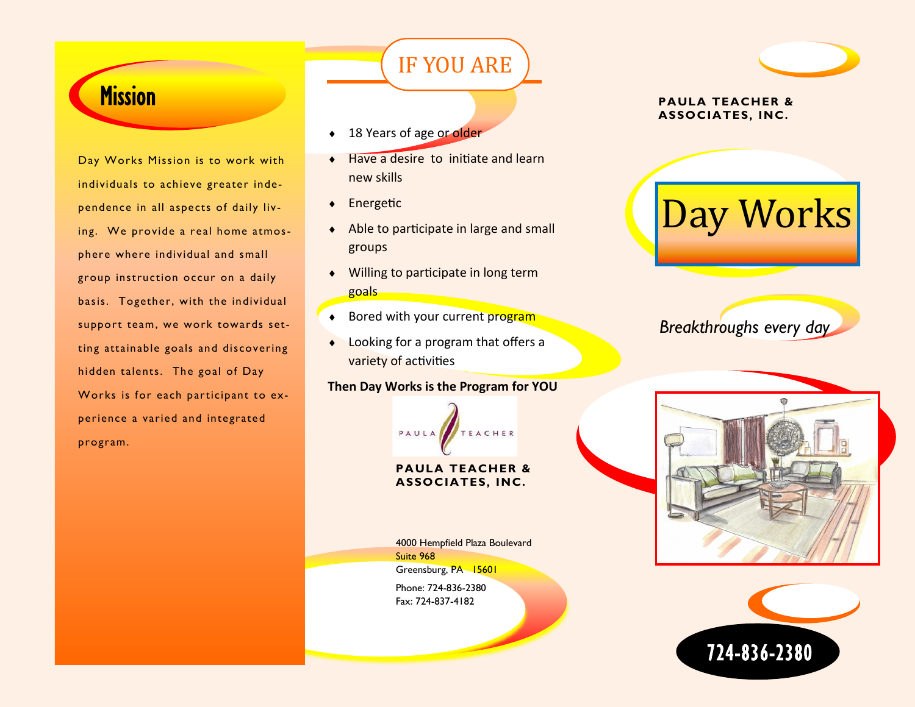## Mission

Day Works Mission is to work with individuals to achieve greater independence in all aspects of daily living. We provide a real home atmosphere where individual and small group instruction occur on a daily basis. Together, with the individual support team, we work towards setting attainable goals and discovering hidden talents. The goal of Day Works is for each participant to experience a varied and integrated program.

## IF YOU ARE

- 18 Years of age or older
- Have a desire to initiate and learn new skills
- Energetic
- Able to participate in large and small groups
- Willing to participate in long term goals
- Bored with your current program
- Looking for a program that offers a variety of activities

**Then Day Works is the Program for YOU**

PAULA TEACHER

**PAULA TEACHER & ASSOCIATES, INC.**

4000 Hempfield Plaza Boulevard
Suite 968
Greensburg, PA 15601

Phone: 724-836-2380
Fax: 724-837-4182

**PAULA TEACHER & ASSOCIATES, INC.**

# Day Works

*Breakthroughs every day*

**724-836-2380**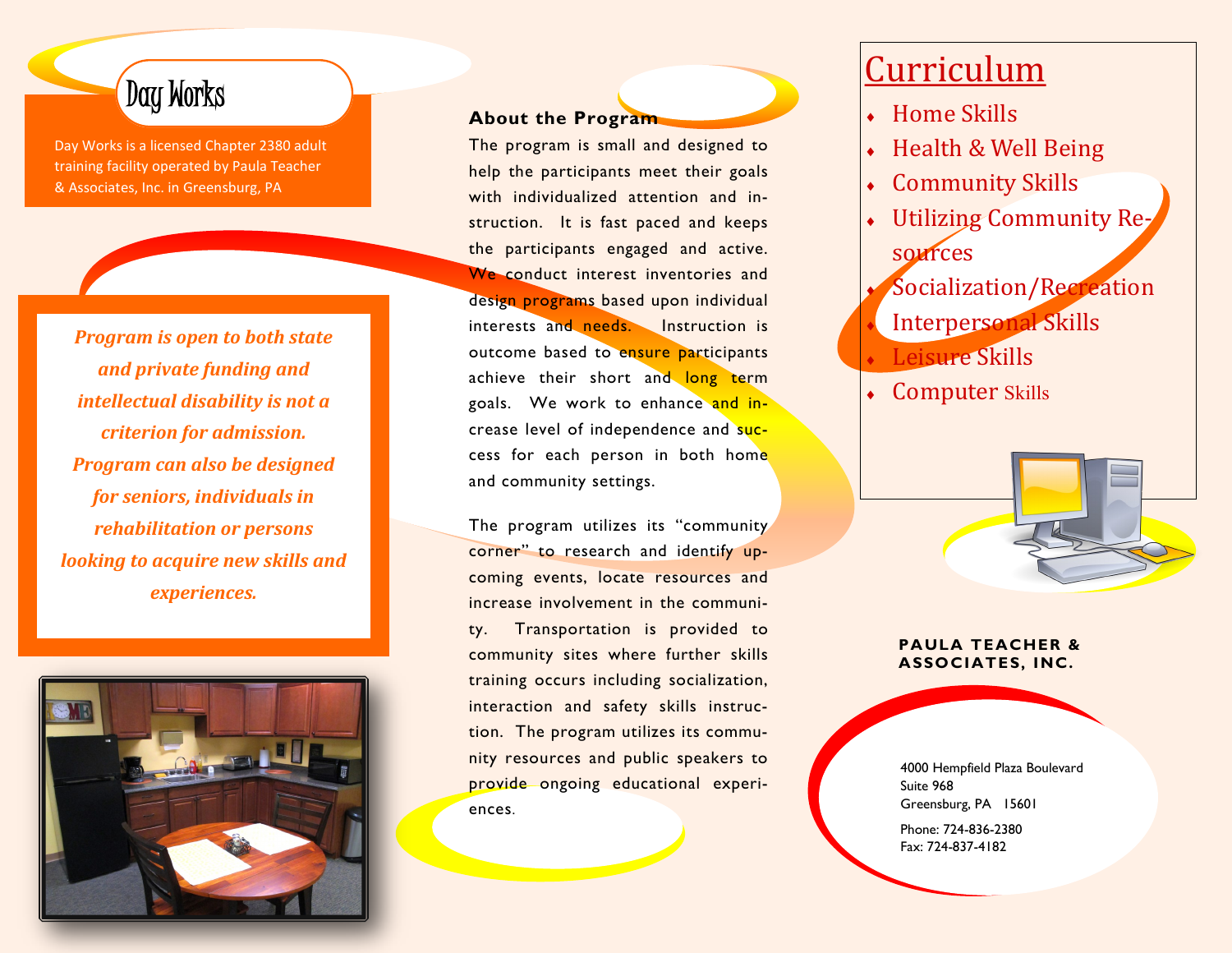# Day Works

Day Works is a licensed Chapter 2380 adult training facility operated by Paula Teacher & Associates, Inc. in Greensburg, PA

*Program is open to both state and private funding and intellectual disability is not a criterion for admission. Program can also be designed for seniors, individuals in rehabilitation or persons looking to acquire new skills and experiences.*

**About the Program**

The program is small and designed to help the participants meet their goals with individualized attention and instruction. It is fast paced and keeps the participants engaged and active. We conduct interest inventories and design programs based upon individual interests and needs. Instruction is outcome based to ensure participants achieve their short and long term goals. We work to enhance and increase level of independence and success for each person in both home and community settings.

The program utilizes its "community corner" to research and identify upcoming events, locate resources and increase involvement in the community. Transportation is provided to community sites where further skills training occurs including socialization, interaction and safety skills instruction. The program utilizes its community resources and public speakers to provide ongoing educational experiences.

## Curriculum

- Home Skills
- Health & Well Being
- Community Skills
- Utilizing Community Resources
- Socialization/Recreation
- Interpersonal Skills
- Leisure Skills
- Computer Skills

**PAULA TEACHER & ASSOCIATES, INC.**

4000 Hempfield Plaza Boulevard
Suite 968
Greensburg, PA 15601

Phone: 724-836-2380
Fax: 724-837-4182